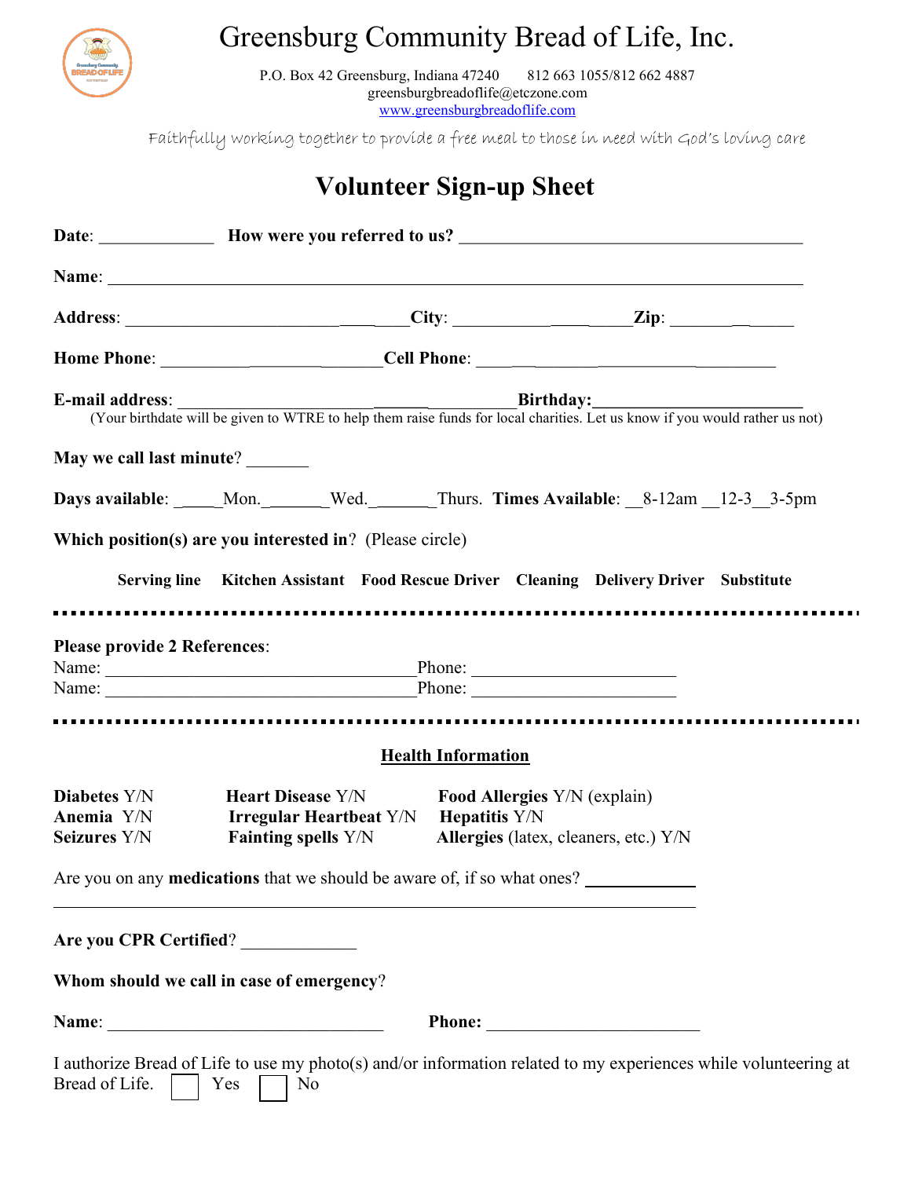# Greensburg Community Bread of Life, Inc.

P.O. Box 42 Greensburg, Indiana 47240    812 663 1055/812 662 4887
greensburgbreadoflife@etczone.com
www.greensburgbreadoflife.com

*Faithfully working together to provide a free meal to those in need with God's loving care*

## Volunteer Sign-up Sheet

**Date**: _____________ **How were you referred to us?** ________________________________________

**Name**: ________________________________________________________________________________

**Address**: ______________________________**City**: __________________**Zip**: _______________

**Home Phone**: ______________________**Cell Phone**: ______________________________________

**E-mail address**: _______________________________**Birthday:**______________________
(Your birthdate will be given to WTRE to help them raise funds for local charities. Let us know if you would rather us not)

**May we call last minute**? _______

**Days available**: _____Mon._______Wed._______Thurs. **Times Available**: __8-12am __12-3__3-5pm

**Which position(s) are you interested in**? (Please circle)

**Serving line**   **Kitchen Assistant**   **Food Rescue Driver**   **Cleaning**   **Delivery Driver**   **Substitute**

---

**Please provide 2 References**:
Name: ____________________________________Phone: _______________________
Name: ____________________________________Phone: _______________________

---

### Health Information

**Diabetes** Y/N    **Heart Disease** Y/N    **Food Allergies** Y/N (explain)
**Anemia** Y/N    **Irregular Heartbeat** Y/N    **Hepatitis** Y/N
**Seizures** Y/N    **Fainting spells** Y/N    **Allergies** (latex, cleaners, etc.) Y/N

Are you on any **medications** that we should be aware of, if so what ones? ____________
__________________________________________________________________________

**Are you CPR Certified**? _____________

**Whom should we call in case of emergency**?

**Name**: ________________________________    **Phone**: ________________________

I authorize Bread of Life to use my photo(s) and/or information related to my experiences while volunteering at Bread of Life. ☐ Yes ☐ No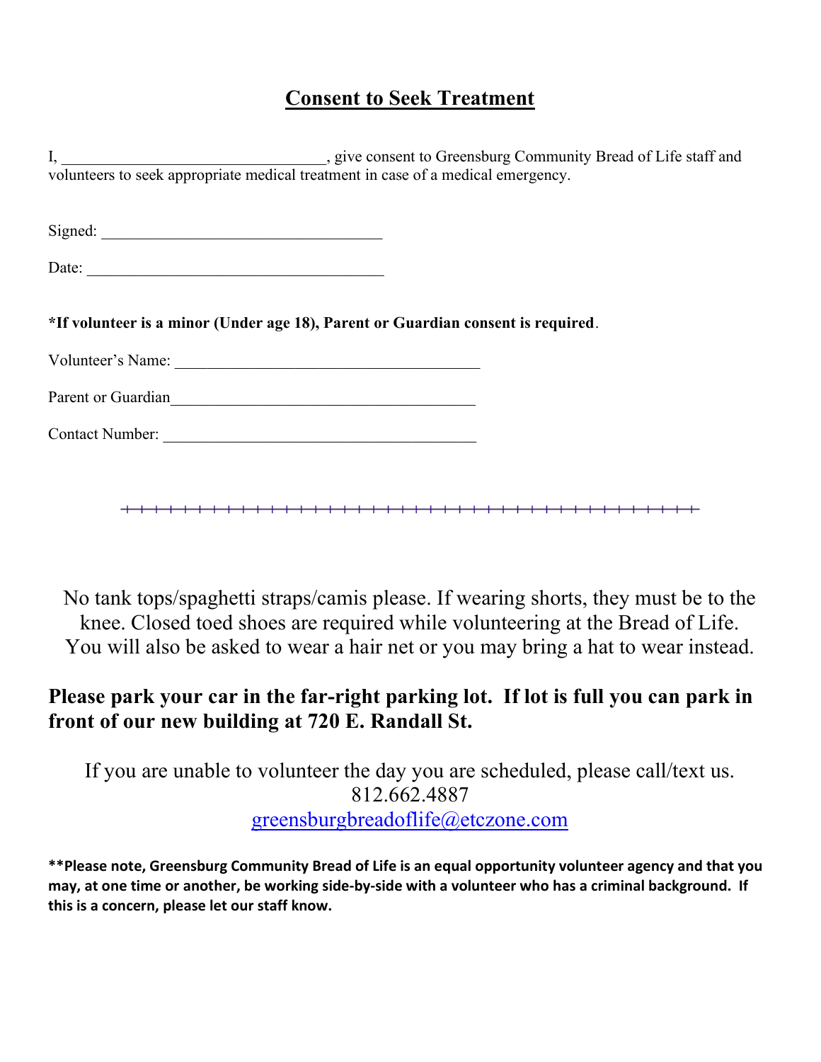# Consent to Seek Treatment

I, _________________________________, give consent to Greensburg Community Bread of Life staff and volunteers to seek appropriate medical treatment in case of a medical emergency.

Signed: ___________________________________

Date: _____________________________________

**\*If volunteer is a minor (Under age 18), Parent or Guardian consent is required**.

Volunteer's Name: ______________________________________

Parent or Guardian______________________________________

Contact Number: _______________________________________

---

No tank tops/spaghetti straps/camis please. If wearing shorts, they must be to the knee. Closed toed shoes are required while volunteering at the Bread of Life. You will also be asked to wear a hair net or you may bring a hat to wear instead.

**Please park your car in the far-right parking lot. If lot is full you can park in front of our new building at 720 E. Randall St.**

If you are unable to volunteer the day you are scheduled, please call/text us.
812.662.4887
greensburgbreadoflife@etczone.com

**\*\*Please note, Greensburg Community Bread of Life is an equal opportunity volunteer agency and that you may, at one time or another, be working side-by-side with a volunteer who has a criminal background. If this is a concern, please let our staff know.**